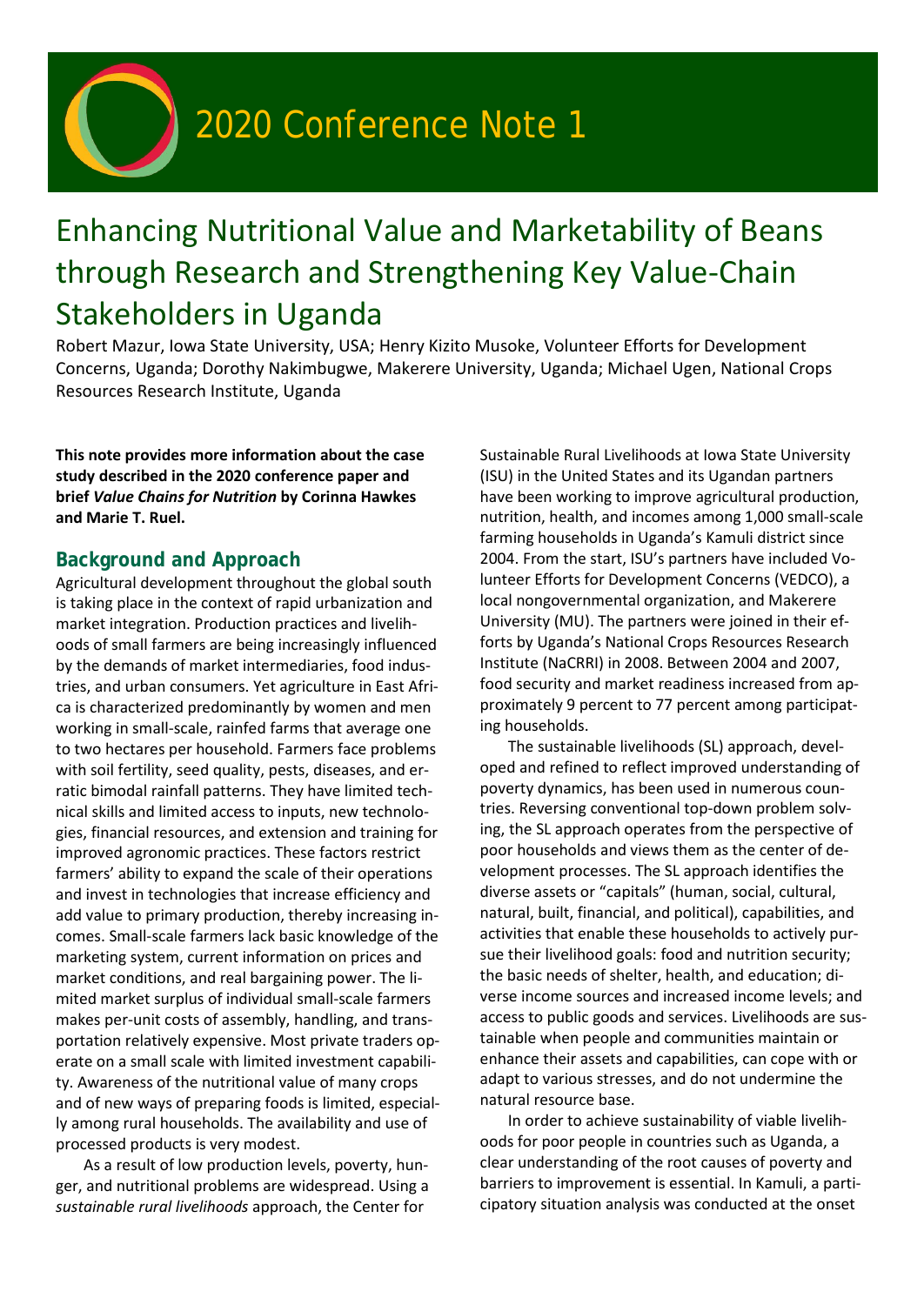# 2020 Conference Note 1

## Enhancing Nutritional Value and Marketability of Beans through Research and Strengthening Key Value-Chain Stakeholders in Uganda

Robert Mazur, Iowa State University, USA; Henry Kizito Musoke, Volunteer Efforts for Development Concerns, Uganda; Dorothy Nakimbugwe, Makerere University, Uganda; Michael Ugen, National Crops Resources Research Institute, Uganda

**This note provides more information about the case study described in the 2020 conference paper and brief *Value Chains for Nutrition* by Corinna Hawkes and Marie T. Ruel.**

### Background and Approach

Agricultural development throughout the global south is taking place in the context of rapid urbanization and market integration. Production practices and livelihoods of small farmers are being increasingly influenced by the demands of market intermediaries, food industries, and urban consumers. Yet agriculture in East Africa is characterized predominantly by women and men working in small-scale, rainfed farms that average one to two hectares per household. Farmers face problems with soil fertility, seed quality, pests, diseases, and erratic bimodal rainfall patterns. They have limited technical skills and limited access to inputs, new technologies, financial resources, and extension and training for improved agronomic practices. These factors restrict farmers' ability to expand the scale of their operations and invest in technologies that increase efficiency and add value to primary production, thereby increasing incomes. Small-scale farmers lack basic knowledge of the marketing system, current information on prices and market conditions, and real bargaining power. The limited market surplus of individual small-scale farmers makes per-unit costs of assembly, handling, and transportation relatively expensive. Most private traders operate on a small scale with limited investment capability. Awareness of the nutritional value of many crops and of new ways of preparing foods is limited, especially among rural households. The availability and use of processed products is very modest.

As a result of low production levels, poverty, hunger, and nutritional problems are widespread. Using a *sustainable rural livelihoods* approach, the Center for Sustainable Rural Livelihoods at Iowa State University (ISU) in the United States and its Ugandan partners have been working to improve agricultural production, nutrition, health, and incomes among 1,000 small-scale farming households in Uganda's Kamuli district since 2004. From the start, ISU's partners have included Volunteer Efforts for Development Concerns (VEDCO), a local nongovernmental organization, and Makerere University (MU). The partners were joined in their efforts by Uganda's National Crops Resources Research Institute (NaCRRI) in 2008. Between 2004 and 2007, food security and market readiness increased from approximately 9 percent to 77 percent among participating households.

The sustainable livelihoods (SL) approach, developed and refined to reflect improved understanding of poverty dynamics, has been used in numerous countries. Reversing conventional top-down problem solving, the SL approach operates from the perspective of poor households and views them as the center of development processes. The SL approach identifies the diverse assets or "capitals" (human, social, cultural, natural, built, financial, and political), capabilities, and activities that enable these households to actively pursue their livelihood goals: food and nutrition security; the basic needs of shelter, health, and education; diverse income sources and increased income levels; and access to public goods and services. Livelihoods are sustainable when people and communities maintain or enhance their assets and capabilities, can cope with or adapt to various stresses, and do not undermine the natural resource base.

In order to achieve sustainability of viable livelihoods for poor people in countries such as Uganda, a clear understanding of the root causes of poverty and barriers to improvement is essential. In Kamuli, a participatory situation analysis was conducted at the onset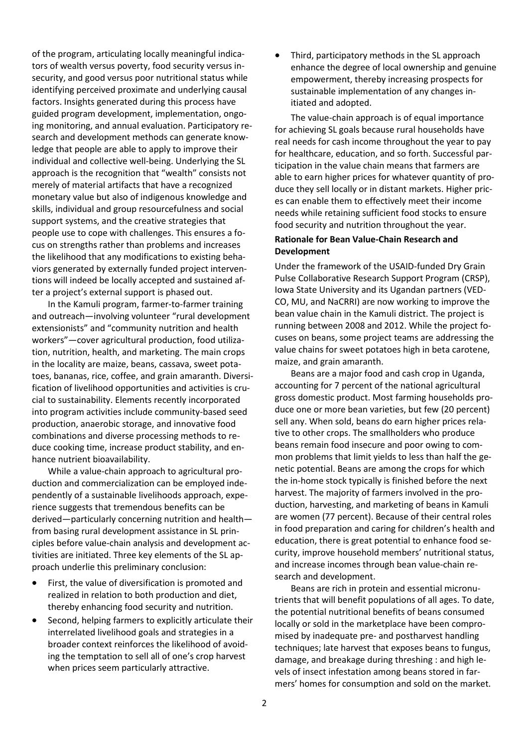of the program, articulating locally meaningful indicators of wealth versus poverty, food security versus insecurity, and good versus poor nutritional status while identifying perceived proximate and underlying causal factors. Insights generated during this process have guided program development, implementation, ongoing monitoring, and annual evaluation. Participatory research and development methods can generate knowledge that people are able to apply to improve their individual and collective well-being. Underlying the SL approach is the recognition that "wealth" consists not merely of material artifacts that have a recognized monetary value but also of indigenous knowledge and skills, individual and group resourcefulness and social support systems, and the creative strategies that people use to cope with challenges. This ensures a focus on strengths rather than problems and increases the likelihood that any modifications to existing behaviors generated by externally funded project interventions will indeed be locally accepted and sustained after a project's external support is phased out.

In the Kamuli program, farmer-to-farmer training and outreach—involving volunteer "rural development extensionists" and "community nutrition and health workers"—cover agricultural production, food utilization, nutrition, health, and marketing. The main crops in the locality are maize, beans, cassava, sweet potatoes, bananas, rice, coffee, and grain amaranth. Diversification of livelihood opportunities and activities is crucial to sustainability. Elements recently incorporated into program activities include community-based seed production, anaerobic storage, and innovative food combinations and diverse processing methods to reduce cooking time, increase product stability, and enhance nutrient bioavailability.

While a value-chain approach to agricultural production and commercialization can be employed independently of a sustainable livelihoods approach, experience suggests that tremendous benefits can be derived—particularly concerning nutrition and health—from basing rural development assistance in SL principles before value-chain analysis and development activities are initiated. Three key elements of the SL approach underlie this preliminary conclusion:

- First, the value of diversification is promoted and realized in relation to both production and diet, thereby enhancing food security and nutrition.
- Second, helping farmers to explicitly articulate their interrelated livelihood goals and strategies in a broader context reinforces the likelihood of avoiding the temptation to sell all of one's crop harvest when prices seem particularly attractive.
- Third, participatory methods in the SL approach enhance the degree of local ownership and genuine empowerment, thereby increasing prospects for sustainable implementation of any changes initiated and adopted.

The value-chain approach is of equal importance for achieving SL goals because rural households have real needs for cash income throughout the year to pay for healthcare, education, and so forth. Successful participation in the value chain means that farmers are able to earn higher prices for whatever quantity of produce they sell locally or in distant markets. Higher prices can enable them to effectively meet their income needs while retaining sufficient food stocks to ensure food security and nutrition throughout the year.

**Rationale for Bean Value-Chain Research and Development**

Under the framework of the USAID-funded Dry Grain Pulse Collaborative Research Support Program (CRSP), Iowa State University and its Ugandan partners (VEDCO, MU, and NaCRRI) are now working to improve the bean value chain in the Kamuli district. The project is running between 2008 and 2012. While the project focuses on beans, some project teams are addressing the value chains for sweet potatoes high in beta carotene, maize, and grain amaranth.

Beans are a major food and cash crop in Uganda, accounting for 7 percent of the national agricultural gross domestic product. Most farming households produce one or more bean varieties, but few (20 percent) sell any. When sold, beans do earn higher prices relative to other crops. The smallholders who produce beans remain food insecure and poor owing to common problems that limit yields to less than half the genetic potential. Beans are among the crops for which the in-home stock typically is finished before the next harvest. The majority of farmers involved in the production, harvesting, and marketing of beans in Kamuli are women (77 percent). Because of their central roles in food preparation and caring for children's health and education, there is great potential to enhance food security, improve household members' nutritional status, and increase incomes through bean value-chain research and development.

Beans are rich in protein and essential micronutrients that will benefit populations of all ages. To date, the potential nutritional benefits of beans consumed locally or sold in the marketplace have been compromised by inadequate pre- and postharvest handling techniques; late harvest that exposes beans to fungus, damage, and breakage during threshing : and high levels of insect infestation among beans stored in farmers' homes for consumption and sold on the market.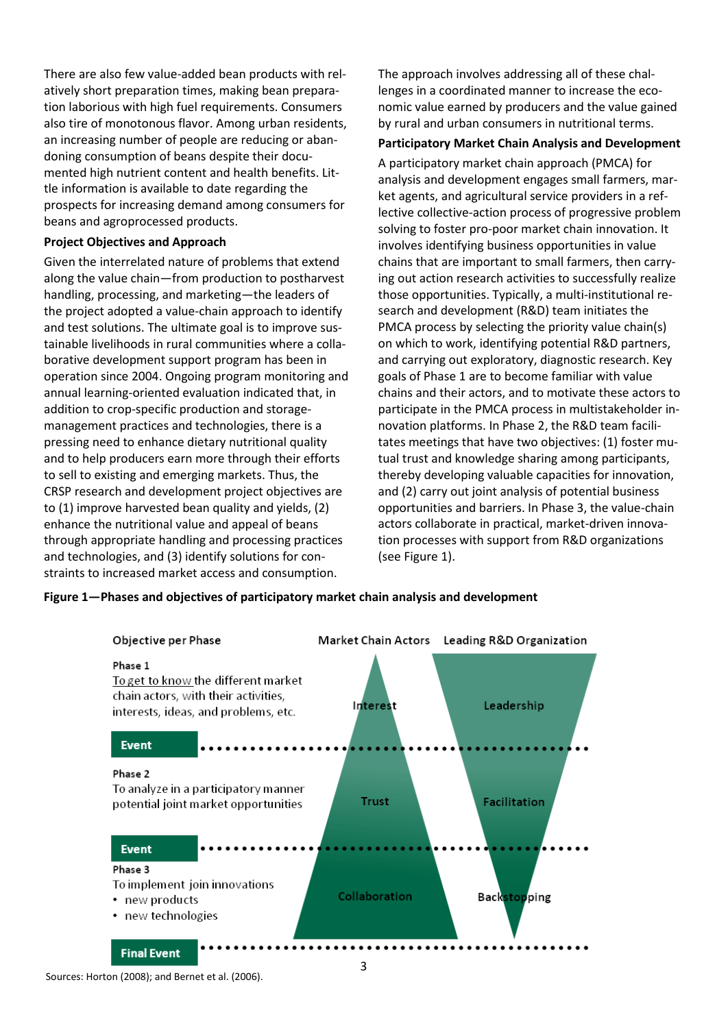There are also few value-added bean products with relatively short preparation times, making bean preparation laborious with high fuel requirements. Consumers also tire of monotonous flavor. Among urban residents, an increasing number of people are reducing or abandoning consumption of beans despite their documented high nutrient content and health benefits. Little information is available to date regarding the prospects for increasing demand among consumers for beans and agroprocessed products.

**Project Objectives and Approach**

Given the interrelated nature of problems that extend along the value chain—from production to postharvest handling, processing, and marketing—the leaders of the project adopted a value-chain approach to identify and test solutions. The ultimate goal is to improve sustainable livelihoods in rural communities where a collaborative development support program has been in operation since 2004. Ongoing program monitoring and annual learning-oriented evaluation indicated that, in addition to crop-specific production and storage-management practices and technologies, there is a pressing need to enhance dietary nutritional quality and to help producers earn more through their efforts to sell to existing and emerging markets. Thus, the CRSP research and development project objectives are to (1) improve harvested bean quality and yields, (2) enhance the nutritional value and appeal of beans through appropriate handling and processing practices and technologies, and (3) identify solutions for constraints to increased market access and consumption.

The approach involves addressing all of these challenges in a coordinated manner to increase the economic value earned by producers and the value gained by rural and urban consumers in nutritional terms.

**Participatory Market Chain Analysis and Development**

A participatory market chain approach (PMCA) for analysis and development engages small farmers, market agents, and agricultural service providers in a reflective collective-action process of progressive problem solving to foster pro-poor market chain innovation. It involves identifying business opportunities in value chains that are important to small farmers, then carrying out action research activities to successfully realize those opportunities. Typically, a multi-institutional research and development (R&D) team initiates the PMCA process by selecting the priority value chain(s) on which to work, identifying potential R&D partners, and carrying out exploratory, diagnostic research. Key goals of Phase 1 are to become familiar with value chains and their actors, and to motivate these actors to participate in the PMCA process in multistakeholder innovation platforms. In Phase 2, the R&D team facilitates meetings that have two objectives: (1) foster mutual trust and knowledge sharing among participants, thereby developing valuable capacities for innovation, and (2) carry out joint analysis of potential business opportunities and barriers. In Phase 3, the value-chain actors collaborate in practical, market-driven innovation processes with support from R&D organizations (see Figure 1).

**Figure 1—Phases and objectives of participatory market chain analysis and development**

| Objective per Phase | Market Chain Actors | Leading R&D Organization |
|---|---|---|
| Phase 1<br>To get to know the different market chain actors, with their activities, interests, ideas, and problems, etc. | Interest | Leadership |
| **Event** | | |
| Phase 2<br>To analyze in a participatory manner potential joint market opportunities | Trust | Facilitation |
| **Event** | | |
| Phase 3<br>To implement join innovations<br>• new products<br>• new technologies | Collaboration | Backstopping |
| **Final Event** | | |

Sources: Horton (2008); and Bernet et al. (2006).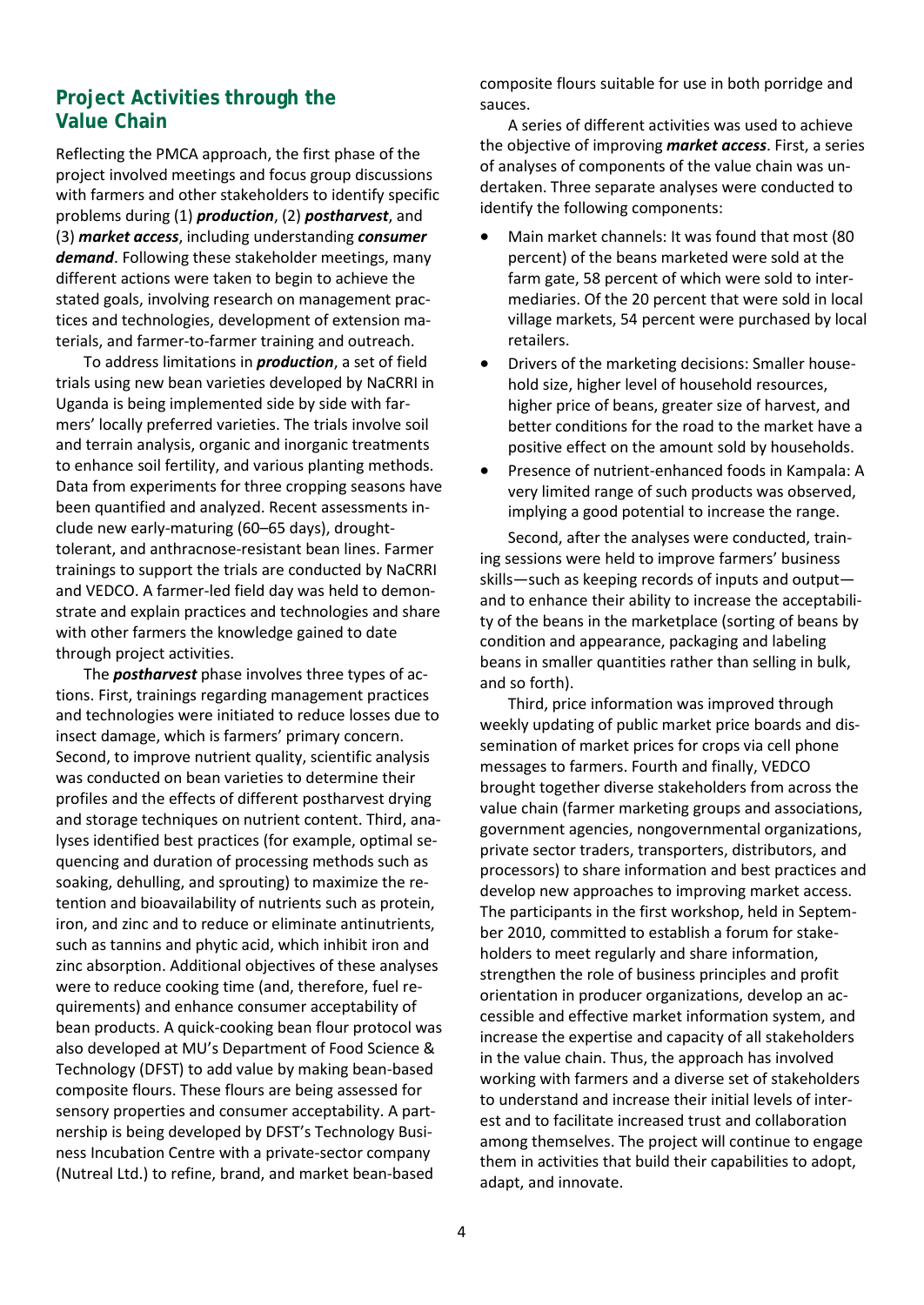## Project Activities through the Value Chain

Reflecting the PMCA approach, the first phase of the project involved meetings and focus group discussions with farmers and other stakeholders to identify specific problems during (1) ***production***, (2) ***postharvest***, and (3) ***market access***, including understanding ***consumer demand***. Following these stakeholder meetings, many different actions were taken to begin to achieve the stated goals, involving research on management practices and technologies, development of extension materials, and farmer-to-farmer training and outreach.

To address limitations in ***production***, a set of field trials using new bean varieties developed by NaCRRI in Uganda is being implemented side by side with farmers' locally preferred varieties. The trials involve soil and terrain analysis, organic and inorganic treatments to enhance soil fertility, and various planting methods. Data from experiments for three cropping seasons have been quantified and analyzed. Recent assessments include new early-maturing (60–65 days), drought-tolerant, and anthracnose-resistant bean lines. Farmer trainings to support the trials are conducted by NaCRRI and VEDCO. A farmer-led field day was held to demonstrate and explain practices and technologies and share with other farmers the knowledge gained to date through project activities.

The ***postharvest*** phase involves three types of actions. First, trainings regarding management practices and technologies were initiated to reduce losses due to insect damage, which is farmers' primary concern. Second, to improve nutrient quality, scientific analysis was conducted on bean varieties to determine their profiles and the effects of different postharvest drying and storage techniques on nutrient content. Third, analyses identified best practices (for example, optimal sequencing and duration of processing methods such as soaking, dehulling, and sprouting) to maximize the retention and bioavailability of nutrients such as protein, iron, and zinc and to reduce or eliminate antinutrients, such as tannins and phytic acid, which inhibit iron and zinc absorption. Additional objectives of these analyses were to reduce cooking time (and, therefore, fuel requirements) and enhance consumer acceptability of bean products. A quick-cooking bean flour protocol was also developed at MU's Department of Food Science & Technology (DFST) to add value by making bean-based composite flours. These flours are being assessed for sensory properties and consumer acceptability. A partnership is being developed by DFST's Technology Business Incubation Centre with a private-sector company (Nutreal Ltd.) to refine, brand, and market bean-based composite flours suitable for use in both porridge and sauces.

A series of different activities was used to achieve the objective of improving ***market access***. First, a series of analyses of components of the value chain was undertaken. Three separate analyses were conducted to identify the following components:

- Main market channels: It was found that most (80 percent) of the beans marketed were sold at the farm gate, 58 percent of which were sold to intermediaries. Of the 20 percent that were sold in local village markets, 54 percent were purchased by local retailers.
- Drivers of the marketing decisions: Smaller household size, higher level of household resources, higher price of beans, greater size of harvest, and better conditions for the road to the market have a positive effect on the amount sold by households.
- Presence of nutrient-enhanced foods in Kampala: A very limited range of such products was observed, implying a good potential to increase the range.

Second, after the analyses were conducted, training sessions were held to improve farmers' business skills—such as keeping records of inputs and output—and to enhance their ability to increase the acceptability of the beans in the marketplace (sorting of beans by condition and appearance, packaging and labeling beans in smaller quantities rather than selling in bulk, and so forth).

Third, price information was improved through weekly updating of public market price boards and dissemination of market prices for crops via cell phone messages to farmers. Fourth and finally, VEDCO brought together diverse stakeholders from across the value chain (farmer marketing groups and associations, government agencies, nongovernmental organizations, private sector traders, transporters, distributors, and processors) to share information and best practices and develop new approaches to improving market access. The participants in the first workshop, held in September 2010, committed to establish a forum for stakeholders to meet regularly and share information, strengthen the role of business principles and profit orientation in producer organizations, develop an accessible and effective market information system, and increase the expertise and capacity of all stakeholders in the value chain. Thus, the approach has involved working with farmers and a diverse set of stakeholders to understand and increase their initial levels of interest and to facilitate increased trust and collaboration among themselves. The project will continue to engage them in activities that build their capabilities to adopt, adapt, and innovate.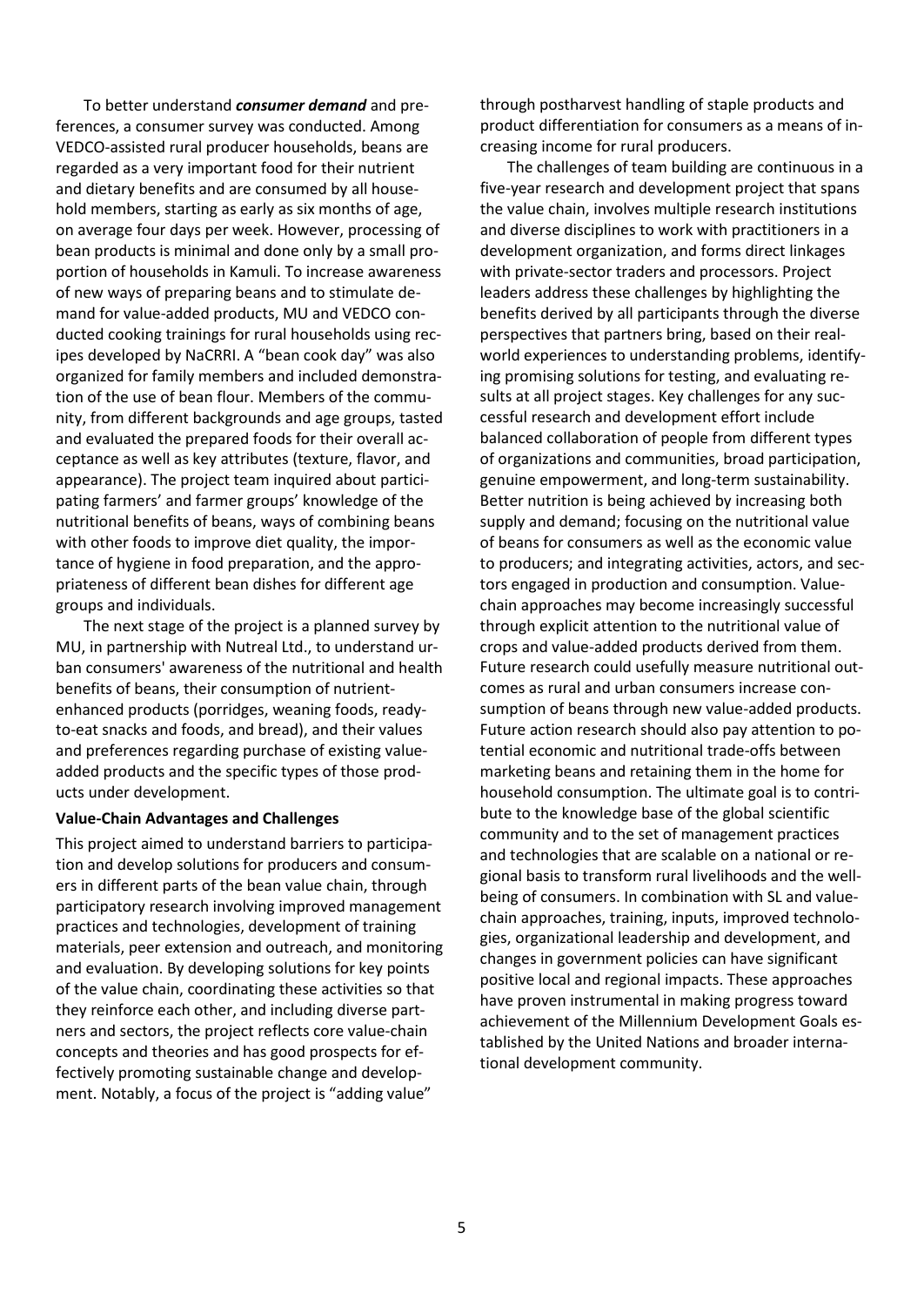To better understand ***consumer demand*** and preferences, a consumer survey was conducted. Among VEDCO-assisted rural producer households, beans are regarded as a very important food for their nutrient and dietary benefits and are consumed by all household members, starting as early as six months of age, on average four days per week. However, processing of bean products is minimal and done only by a small proportion of households in Kamuli. To increase awareness of new ways of preparing beans and to stimulate demand for value-added products, MU and VEDCO conducted cooking trainings for rural households using recipes developed by NaCRRI. A "bean cook day" was also organized for family members and included demonstration of the use of bean flour. Members of the community, from different backgrounds and age groups, tasted and evaluated the prepared foods for their overall acceptance as well as key attributes (texture, flavor, and appearance). The project team inquired about participating farmers' and farmer groups' knowledge of the nutritional benefits of beans, ways of combining beans with other foods to improve diet quality, the importance of hygiene in food preparation, and the appropriateness of different bean dishes for different age groups and individuals.

The next stage of the project is a planned survey by MU, in partnership with Nutreal Ltd., to understand urban consumers' awareness of the nutritional and health benefits of beans, their consumption of nutrient-enhanced products (porridges, weaning foods, ready-to-eat snacks and foods, and bread), and their values and preferences regarding purchase of existing value-added products and the specific types of those products under development.

**Value-Chain Advantages and Challenges**

This project aimed to understand barriers to participation and develop solutions for producers and consumers in different parts of the bean value chain, through participatory research involving improved management practices and technologies, development of training materials, peer extension and outreach, and monitoring and evaluation. By developing solutions for key points of the value chain, coordinating these activities so that they reinforce each other, and including diverse partners and sectors, the project reflects core value-chain concepts and theories and has good prospects for effectively promoting sustainable change and development. Notably, a focus of the project is "adding value" through postharvest handling of staple products and product differentiation for consumers as a means of increasing income for rural producers.

The challenges of team building are continuous in a five-year research and development project that spans the value chain, involves multiple research institutions and diverse disciplines to work with practitioners in a development organization, and forms direct linkages with private-sector traders and processors. Project leaders address these challenges by highlighting the benefits derived by all participants through the diverse perspectives that partners bring, based on their real-world experiences to understanding problems, identifying promising solutions for testing, and evaluating results at all project stages. Key challenges for any successful research and development effort include balanced collaboration of people from different types of organizations and communities, broad participation, genuine empowerment, and long-term sustainability. Better nutrition is being achieved by increasing both supply and demand; focusing on the nutritional value of beans for consumers as well as the economic value to producers; and integrating activities, actors, and sectors engaged in production and consumption. Value-chain approaches may become increasingly successful through explicit attention to the nutritional value of crops and value-added products derived from them. Future research could usefully measure nutritional outcomes as rural and urban consumers increase consumption of beans through new value-added products. Future action research should also pay attention to potential economic and nutritional trade-offs between marketing beans and retaining them in the home for household consumption. The ultimate goal is to contribute to the knowledge base of the global scientific community and to the set of management practices and technologies that are scalable on a national or regional basis to transform rural livelihoods and the well-being of consumers. In combination with SL and value-chain approaches, training, inputs, improved technologies, organizational leadership and development, and changes in government policies can have significant positive local and regional impacts. These approaches have proven instrumental in making progress toward achievement of the Millennium Development Goals established by the United Nations and broader international development community.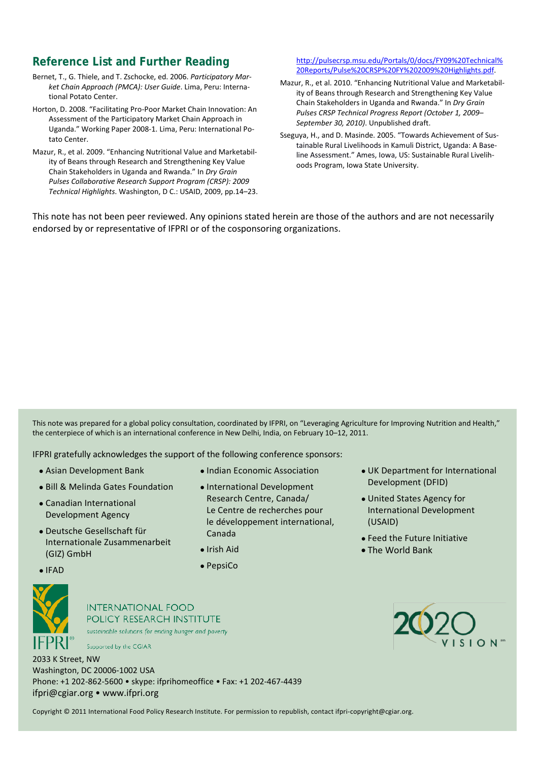## Reference List and Further Reading

Bernet, T., G. Thiele, and T. Zschocke, ed. 2006. *Participatory Market Chain Approach (PMCA): User Guide*. Lima, Peru: International Potato Center.

Horton, D. 2008. "Facilitating Pro-Poor Market Chain Innovation: An Assessment of the Participatory Market Chain Approach in Uganda." Working Paper 2008-1. Lima, Peru: International Potato Center.

Mazur, R., et al. 2009. "Enhancing Nutritional Value and Marketability of Beans through Research and Strengthening Key Value Chain Stakeholders in Uganda and Rwanda." In *Dry Grain Pulses Collaborative Research Support Program (CRSP): 2009 Technical Highlights*. Washington, D C.: USAID, 2009, pp.14–23. http://pulsecrsp.msu.edu/Portals/0/docs/FY09%20Technical%20Reports/Pulse%20CRSP%20FY%202009%20Highlights.pdf.

Mazur, R., et al. 2010. "Enhancing Nutritional Value and Marketability of Beans through Research and Strengthening Key Value Chain Stakeholders in Uganda and Rwanda." In *Dry Grain Pulses CRSP Technical Progress Report (October 1, 2009–September 30, 2010)*. Unpublished draft.

Sseguya, H., and D. Masinde. 2005. "Towards Achievement of Sustainable Rural Livelihoods in Kamuli District, Uganda: A Baseline Assessment." Ames, Iowa, US: Sustainable Rural Livelihoods Program, Iowa State University.

This note has not been peer reviewed. Any opinions stated herein are those of the authors and are not necessarily endorsed by or representative of IFPRI or of the cosponsoring organizations.

This note was prepared for a global policy consultation, coordinated by IFPRI, on "Leveraging Agriculture for Improving Nutrition and Health," the centerpiece of which is an international conference in New Delhi, India, on February 10–12, 2011.

IFPRI gratefully acknowledges the support of the following conference sponsors:

- Asian Development Bank
- Bill & Melinda Gates Foundation
- Canadian International Development Agency
- Deutsche Gesellschaft für Internationale Zusammenarbeit (GIZ) GmbH
- IFAD
- Indian Economic Association
- International Development Research Centre, Canada/ Le Centre de recherches pour le développement international, Canada
- Irish Aid
- PepsiCo
- UK Department for International Development (DFID)
- United States Agency for International Development (USAID)
- Feed the Future Initiative
- The World Bank

INTERNATIONAL FOOD POLICY RESEARCH INSTITUTE
sustainable solutions for ending hunger and poverty
Supported by the CGIAR

2033 K Street, NW
Washington, DC 20006-1002 USA
Phone: +1 202-862-5600 • skype: ifprihomeoffice • Fax: +1 202-467-4439
ifpri@cgiar.org • www.ifpri.org

Copyright © 2011 International Food Policy Research Institute. For permission to republish, contact ifpri-copyright@cgiar.org.